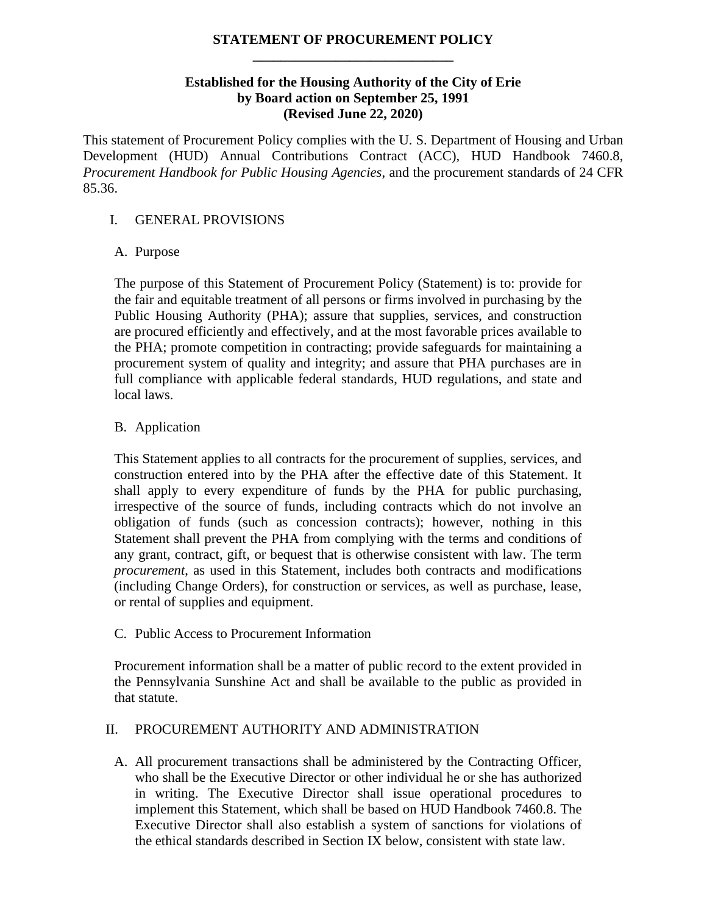# STATEMENT OF PROCUREMENT POLICY

**Established for the Housing Authority of the City of Erie**
**by Board action on September 25, 1991**
**(Revised June 22, 2020)**

This statement of Procurement Policy complies with the U. S. Department of Housing and Urban Development (HUD) Annual Contributions Contract (ACC), HUD Handbook 7460.8, *Procurement Handbook for Public Housing Agencies*, and the procurement standards of 24 CFR 85.36.

## I. GENERAL PROVISIONS

### A. Purpose

The purpose of this Statement of Procurement Policy (Statement) is to: provide for the fair and equitable treatment of all persons or firms involved in purchasing by the Public Housing Authority (PHA); assure that supplies, services, and construction are procured efficiently and effectively, and at the most favorable prices available to the PHA; promote competition in contracting; provide safeguards for maintaining a procurement system of quality and integrity; and assure that PHA purchases are in full compliance with applicable federal standards, HUD regulations, and state and local laws.

### B. Application

This Statement applies to all contracts for the procurement of supplies, services, and construction entered into by the PHA after the effective date of this Statement. It shall apply to every expenditure of funds by the PHA for public purchasing, irrespective of the source of funds, including contracts which do not involve an obligation of funds (such as concession contracts); however, nothing in this Statement shall prevent the PHA from complying with the terms and conditions of any grant, contract, gift, or bequest that is otherwise consistent with law. The term *procurement*, as used in this Statement, includes both contracts and modifications (including Change Orders), for construction or services, as well as purchase, lease, or rental of supplies and equipment.

### C. Public Access to Procurement Information

Procurement information shall be a matter of public record to the extent provided in the Pennsylvania Sunshine Act and shall be available to the public as provided in that statute.

## II. PROCUREMENT AUTHORITY AND ADMINISTRATION

A. All procurement transactions shall be administered by the Contracting Officer, who shall be the Executive Director or other individual he or she has authorized in writing. The Executive Director shall issue operational procedures to implement this Statement, which shall be based on HUD Handbook 7460.8. The Executive Director shall also establish a system of sanctions for violations of the ethical standards described in Section IX below, consistent with state law.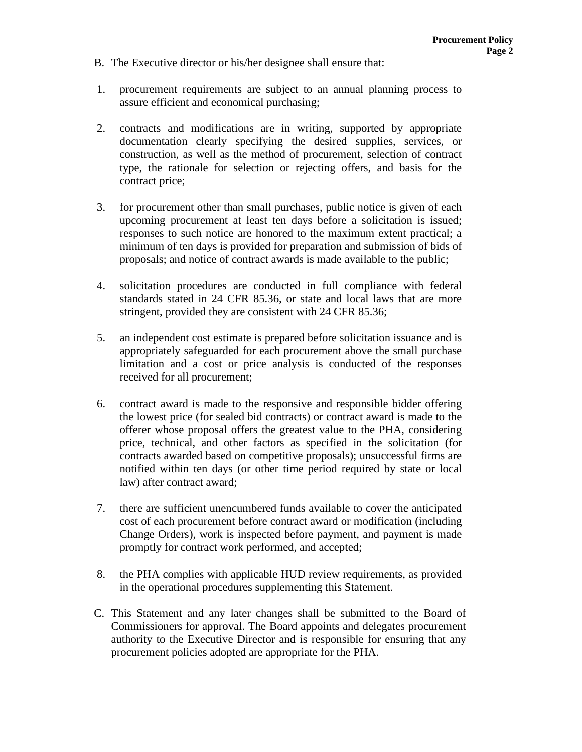B. The Executive director or his/her designee shall ensure that:

1. procurement requirements are subject to an annual planning process to assure efficient and economical purchasing;

2. contracts and modifications are in writing, supported by appropriate documentation clearly specifying the desired supplies, services, or construction, as well as the method of procurement, selection of contract type, the rationale for selection or rejecting offers, and basis for the contract price;

3. for procurement other than small purchases, public notice is given of each upcoming procurement at least ten days before a solicitation is issued; responses to such notice are honored to the maximum extent practical; a minimum of ten days is provided for preparation and submission of bids of proposals; and notice of contract awards is made available to the public;

4. solicitation procedures are conducted in full compliance with federal standards stated in 24 CFR 85.36, or state and local laws that are more stringent, provided they are consistent with 24 CFR 85.36;

5. an independent cost estimate is prepared before solicitation issuance and is appropriately safeguarded for each procurement above the small purchase limitation and a cost or price analysis is conducted of the responses received for all procurement;

6. contract award is made to the responsive and responsible bidder offering the lowest price (for sealed bid contracts) or contract award is made to the offerer whose proposal offers the greatest value to the PHA, considering price, technical, and other factors as specified in the solicitation (for contracts awarded based on competitive proposals); unsuccessful firms are notified within ten days (or other time period required by state or local law) after contract award;

7. there are sufficient unencumbered funds available to cover the anticipated cost of each procurement before contract award or modification (including Change Orders), work is inspected before payment, and payment is made promptly for contract work performed, and accepted;

8. the PHA complies with applicable HUD review requirements, as provided in the operational procedures supplementing this Statement.

C. This Statement and any later changes shall be submitted to the Board of Commissioners for approval. The Board appoints and delegates procurement authority to the Executive Director and is responsible for ensuring that any procurement policies adopted are appropriate for the PHA.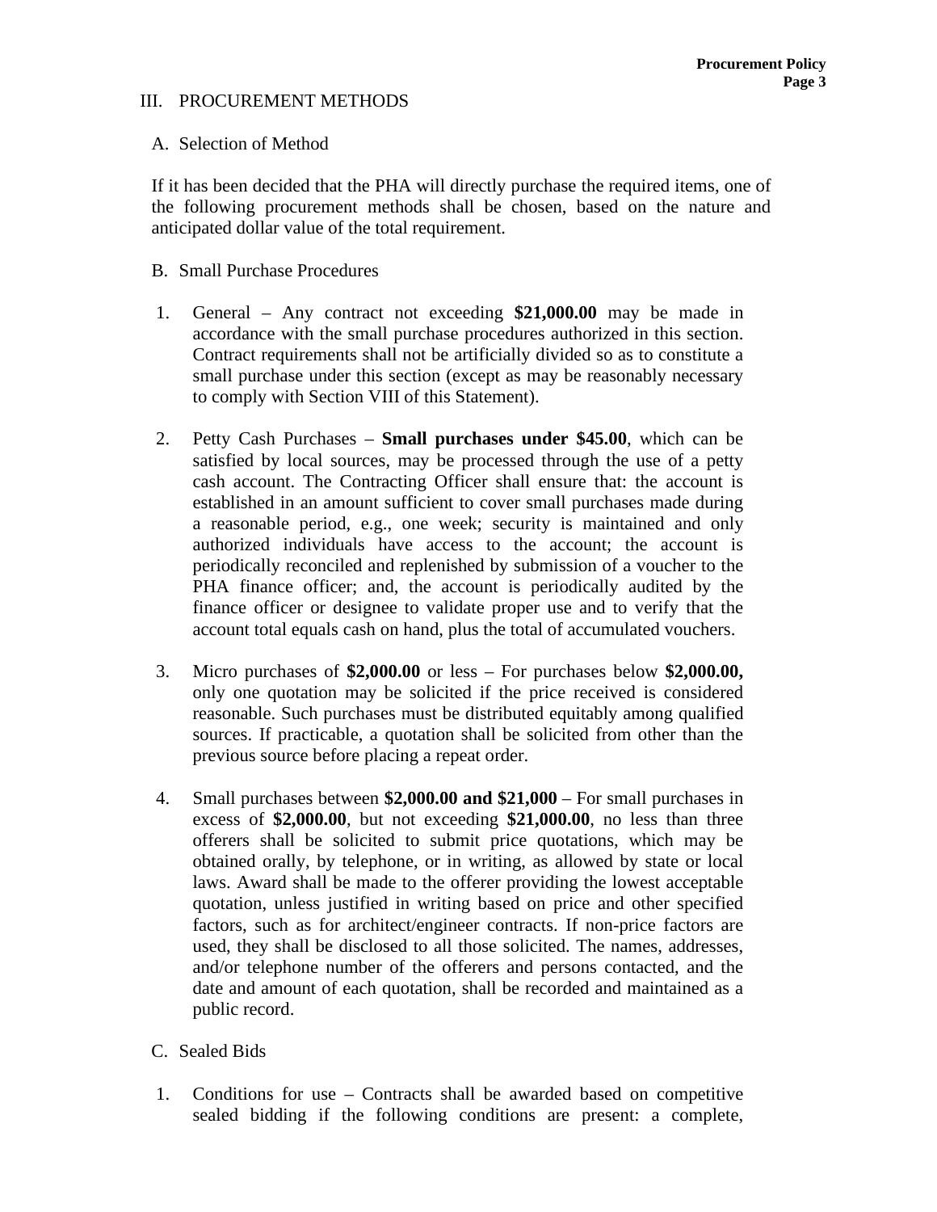## III. PROCUREMENT METHODS

### A. Selection of Method

If it has been decided that the PHA will directly purchase the required items, one of the following procurement methods shall be chosen, based on the nature and anticipated dollar value of the total requirement.

### B. Small Purchase Procedures

1. General – Any contract not exceeding **$21,000.00** may be made in accordance with the small purchase procedures authorized in this section. Contract requirements shall not be artificially divided so as to constitute a small purchase under this section (except as may be reasonably necessary to comply with Section VIII of this Statement).

2. Petty Cash Purchases – **Small purchases under $45.00**, which can be satisfied by local sources, may be processed through the use of a petty cash account. The Contracting Officer shall ensure that: the account is established in an amount sufficient to cover small purchases made during a reasonable period, e.g., one week; security is maintained and only authorized individuals have access to the account; the account is periodically reconciled and replenished by submission of a voucher to the PHA finance officer; and, the account is periodically audited by the finance officer or designee to validate proper use and to verify that the account total equals cash on hand, plus the total of accumulated vouchers.

3. Micro purchases of **$2,000.00** or less – For purchases below **$2,000.00,** only one quotation may be solicited if the price received is considered reasonable. Such purchases must be distributed equitably among qualified sources. If practicable, a quotation shall be solicited from other than the previous source before placing a repeat order.

4. Small purchases between **$2,000.00 and $21,000** – For small purchases in excess of **$2,000.00**, but not exceeding **$21,000.00**, no less than three offerers shall be solicited to submit price quotations, which may be obtained orally, by telephone, or in writing, as allowed by state or local laws. Award shall be made to the offerer providing the lowest acceptable quotation, unless justified in writing based on price and other specified factors, such as for architect/engineer contracts. If non-price factors are used, they shall be disclosed to all those solicited. The names, addresses, and/or telephone number of the offerers and persons contacted, and the date and amount of each quotation, shall be recorded and maintained as a public record.

### C. Sealed Bids

1. Conditions for use – Contracts shall be awarded based on competitive sealed bidding if the following conditions are present: a complete,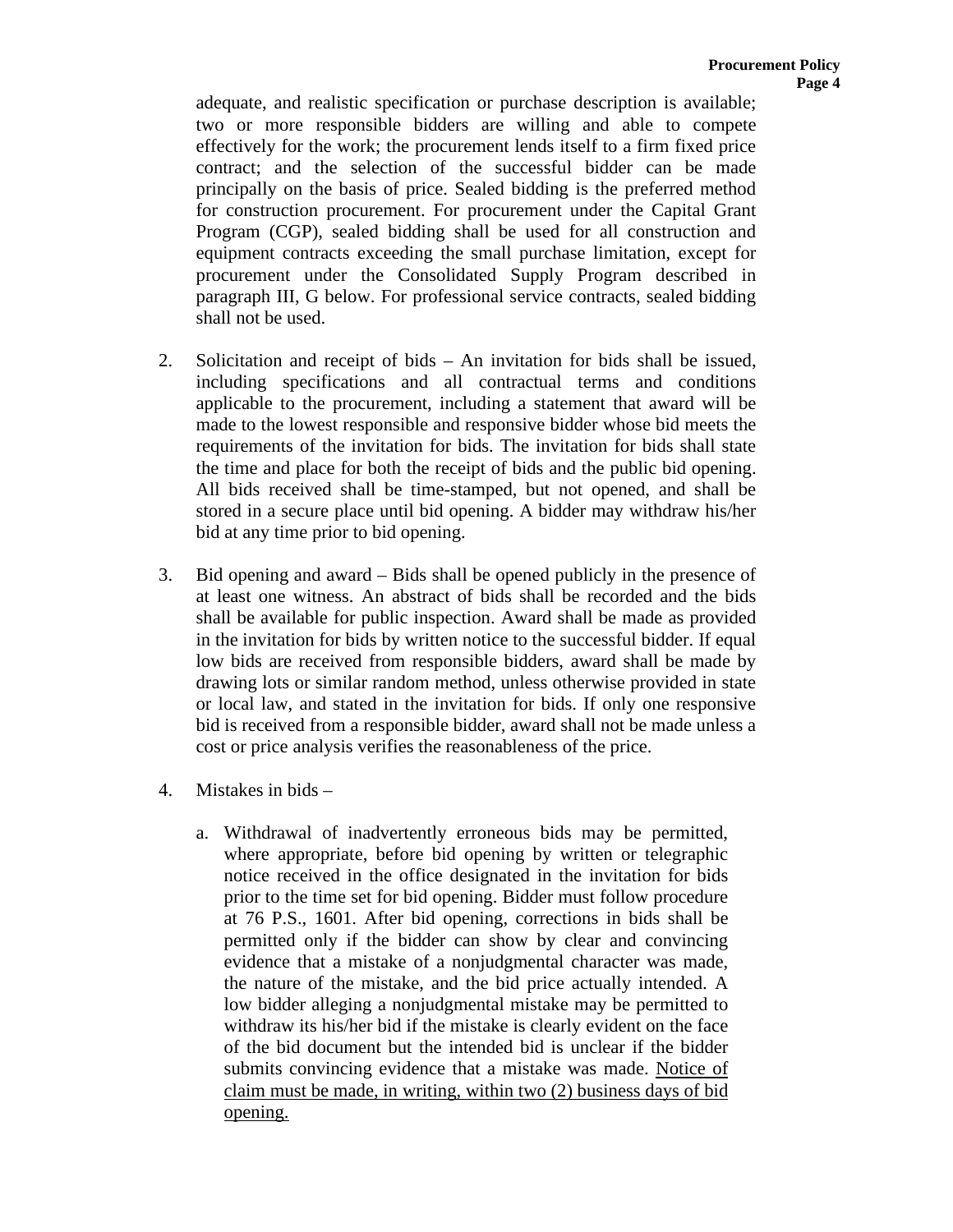adequate, and realistic specification or purchase description is available; two or more responsible bidders are willing and able to compete effectively for the work; the procurement lends itself to a firm fixed price contract; and the selection of the successful bidder can be made principally on the basis of price. Sealed bidding is the preferred method for construction procurement. For procurement under the Capital Grant Program (CGP), sealed bidding shall be used for all construction and equipment contracts exceeding the small purchase limitation, except for procurement under the Consolidated Supply Program described in paragraph III, G below. For professional service contracts, sealed bidding shall not be used.

2. Solicitation and receipt of bids – An invitation for bids shall be issued, including specifications and all contractual terms and conditions applicable to the procurement, including a statement that award will be made to the lowest responsible and responsive bidder whose bid meets the requirements of the invitation for bids. The invitation for bids shall state the time and place for both the receipt of bids and the public bid opening. All bids received shall be time-stamped, but not opened, and shall be stored in a secure place until bid opening. A bidder may withdraw his/her bid at any time prior to bid opening.

3. Bid opening and award – Bids shall be opened publicly in the presence of at least one witness. An abstract of bids shall be recorded and the bids shall be available for public inspection. Award shall be made as provided in the invitation for bids by written notice to the successful bidder. If equal low bids are received from responsible bidders, award shall be made by drawing lots or similar random method, unless otherwise provided in state or local law, and stated in the invitation for bids. If only one responsive bid is received from a responsible bidder, award shall not be made unless a cost or price analysis verifies the reasonableness of the price.

4. Mistakes in bids –

   a. Withdrawal of inadvertently erroneous bids may be permitted, where appropriate, before bid opening by written or telegraphic notice received in the office designated in the invitation for bids prior to the time set for bid opening. Bidder must follow procedure at 76 P.S., 1601. After bid opening, corrections in bids shall be permitted only if the bidder can show by clear and convincing evidence that a mistake of a nonjudgmental character was made, the nature of the mistake, and the bid price actually intended. A low bidder alleging a nonjudgmental mistake may be permitted to withdraw its his/her bid if the mistake is clearly evident on the face of the bid document but the intended bid is unclear if the bidder submits convincing evidence that a mistake was made. <u>Notice of claim must be made, in writing, within two (2) business days of bid opening.</u>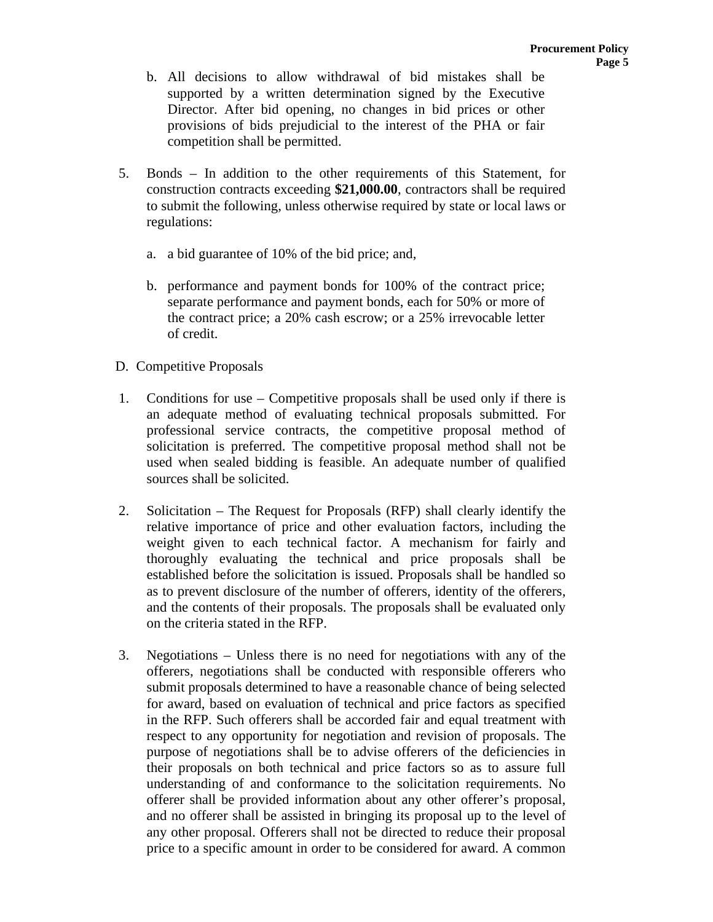b. All decisions to allow withdrawal of bid mistakes shall be supported by a written determination signed by the Executive Director. After bid opening, no changes in bid prices or other provisions of bids prejudicial to the interest of the PHA or fair competition shall be permitted.

5. Bonds – In addition to the other requirements of this Statement, for construction contracts exceeding **$21,000.00**, contractors shall be required to submit the following, unless otherwise required by state or local laws or regulations:

    a. a bid guarantee of 10% of the bid price; and,

    b. performance and payment bonds for 100% of the contract price; separate performance and payment bonds, each for 50% or more of the contract price; a 20% cash escrow; or a 25% irrevocable letter of credit.

D. Competitive Proposals

1. Conditions for use – Competitive proposals shall be used only if there is an adequate method of evaluating technical proposals submitted. For professional service contracts, the competitive proposal method of solicitation is preferred. The competitive proposal method shall not be used when sealed bidding is feasible. An adequate number of qualified sources shall be solicited.

2. Solicitation – The Request for Proposals (RFP) shall clearly identify the relative importance of price and other evaluation factors, including the weight given to each technical factor. A mechanism for fairly and thoroughly evaluating the technical and price proposals shall be established before the solicitation is issued. Proposals shall be handled so as to prevent disclosure of the number of offerers, identity of the offerers, and the contents of their proposals. The proposals shall be evaluated only on the criteria stated in the RFP.

3. Negotiations – Unless there is no need for negotiations with any of the offerers, negotiations shall be conducted with responsible offerers who submit proposals determined to have a reasonable chance of being selected for award, based on evaluation of technical and price factors as specified in the RFP. Such offerers shall be accorded fair and equal treatment with respect to any opportunity for negotiation and revision of proposals. The purpose of negotiations shall be to advise offerers of the deficiencies in their proposals on both technical and price factors so as to assure full understanding of and conformance to the solicitation requirements. No offerer shall be provided information about any other offerer's proposal, and no offerer shall be assisted in bringing its proposal up to the level of any other proposal. Offerers shall not be directed to reduce their proposal price to a specific amount in order to be considered for award. A common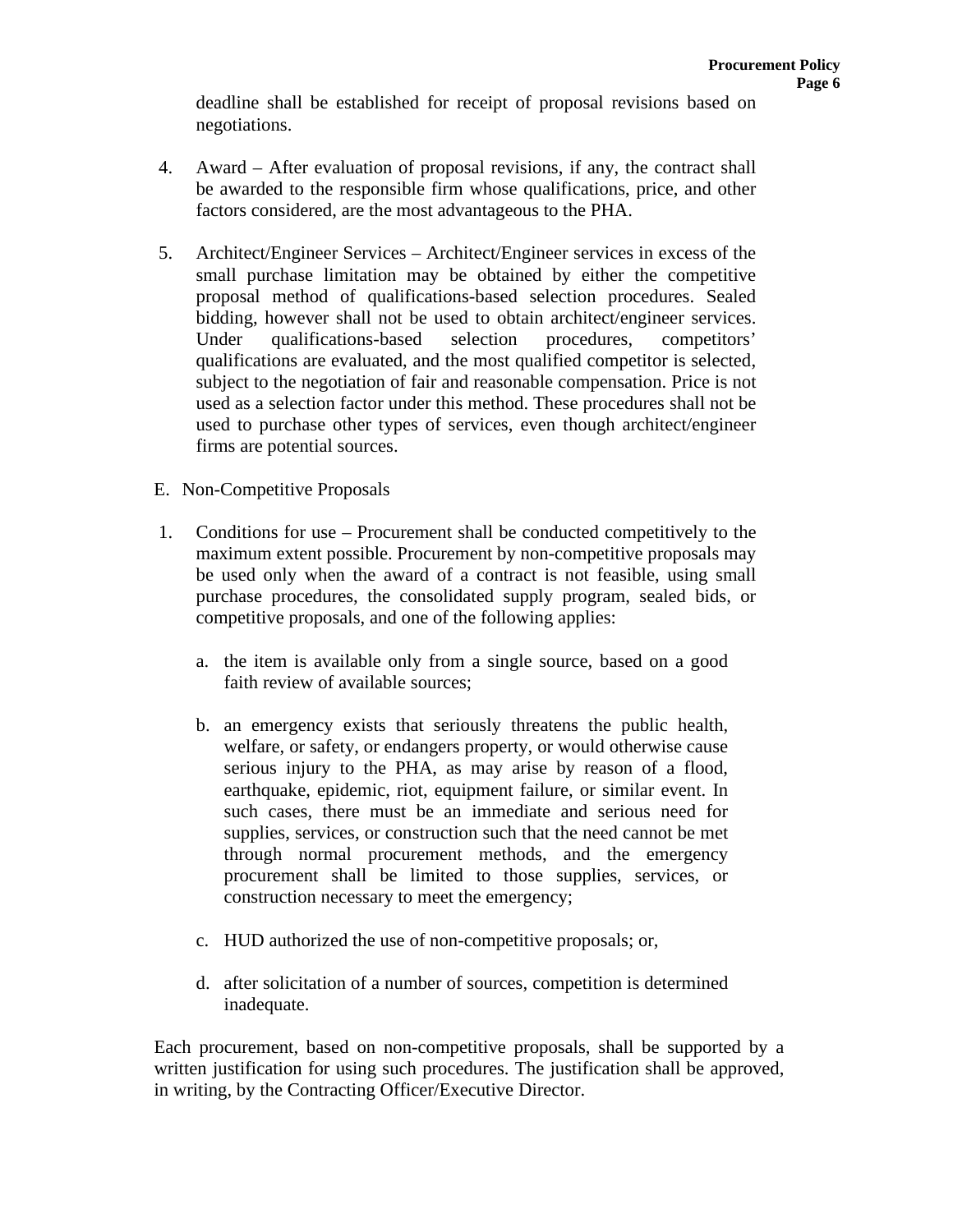deadline shall be established for receipt of proposal revisions based on negotiations.

4. Award – After evaluation of proposal revisions, if any, the contract shall be awarded to the responsible firm whose qualifications, price, and other factors considered, are the most advantageous to the PHA.

5. Architect/Engineer Services – Architect/Engineer services in excess of the small purchase limitation may be obtained by either the competitive proposal method of qualifications-based selection procedures. Sealed bidding, however shall not be used to obtain architect/engineer services. Under qualifications-based selection procedures, competitors' qualifications are evaluated, and the most qualified competitor is selected, subject to the negotiation of fair and reasonable compensation. Price is not used as a selection factor under this method. These procedures shall not be used to purchase other types of services, even though architect/engineer firms are potential sources.

E. Non-Competitive Proposals

1. Conditions for use – Procurement shall be conducted competitively to the maximum extent possible. Procurement by non-competitive proposals may be used only when the award of a contract is not feasible, using small purchase procedures, the consolidated supply program, sealed bids, or competitive proposals, and one of the following applies:

   a. the item is available only from a single source, based on a good faith review of available sources;

   b. an emergency exists that seriously threatens the public health, welfare, or safety, or endangers property, or would otherwise cause serious injury to the PHA, as may arise by reason of a flood, earthquake, epidemic, riot, equipment failure, or similar event. In such cases, there must be an immediate and serious need for supplies, services, or construction such that the need cannot be met through normal procurement methods, and the emergency procurement shall be limited to those supplies, services, or construction necessary to meet the emergency;

   c. HUD authorized the use of non-competitive proposals; or,

   d. after solicitation of a number of sources, competition is determined inadequate.

Each procurement, based on non-competitive proposals, shall be supported by a written justification for using such procedures. The justification shall be approved, in writing, by the Contracting Officer/Executive Director.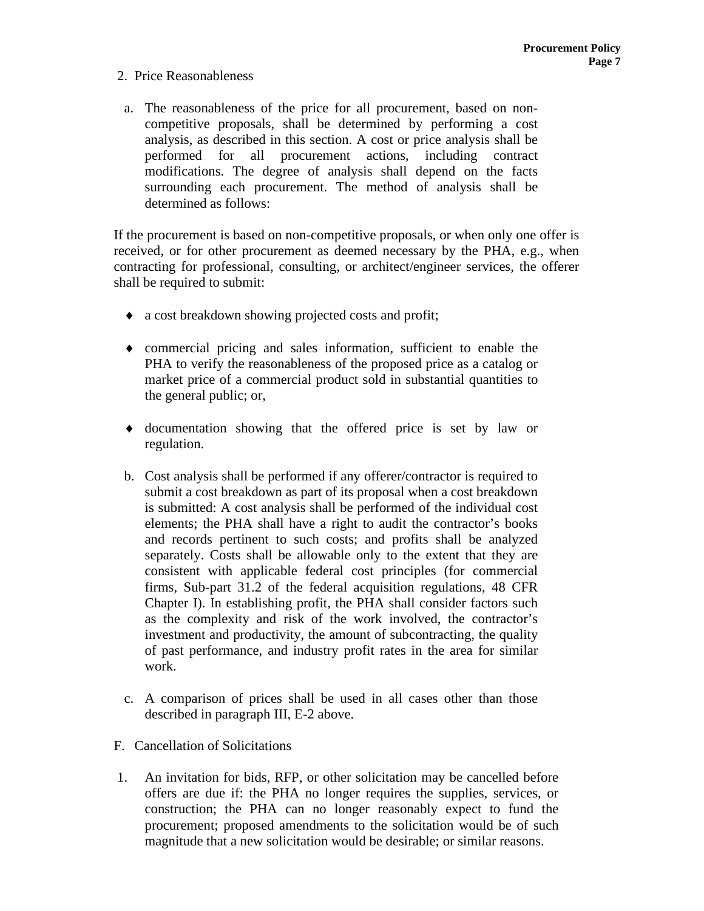2. Price Reasonableness

a. The reasonableness of the price for all procurement, based on non-competitive proposals, shall be determined by performing a cost analysis, as described in this section. A cost or price analysis shall be performed for all procurement actions, including contract modifications. The degree of analysis shall depend on the facts surrounding each procurement. The method of analysis shall be determined as follows:

If the procurement is based on non-competitive proposals, or when only one offer is received, or for other procurement as deemed necessary by the PHA, e.g., when contracting for professional, consulting, or architect/engineer services, the offerer shall be required to submit:

- a cost breakdown showing projected costs and profit;
- commercial pricing and sales information, sufficient to enable the PHA to verify the reasonableness of the proposed price as a catalog or market price of a commercial product sold in substantial quantities to the general public; or,
- documentation showing that the offered price is set by law or regulation.

b. Cost analysis shall be performed if any offerer/contractor is required to submit a cost breakdown as part of its proposal when a cost breakdown is submitted: A cost analysis shall be performed of the individual cost elements; the PHA shall have a right to audit the contractor's books and records pertinent to such costs; and profits shall be analyzed separately. Costs shall be allowable only to the extent that they are consistent with applicable federal cost principles (for commercial firms, Sub-part 31.2 of the federal acquisition regulations, 48 CFR Chapter I). In establishing profit, the PHA shall consider factors such as the complexity and risk of the work involved, the contractor's investment and productivity, the amount of subcontracting, the quality of past performance, and industry profit rates in the area for similar work.

c. A comparison of prices shall be used in all cases other than those described in paragraph III, E-2 above.

F. Cancellation of Solicitations

1. An invitation for bids, RFP, or other solicitation may be cancelled before offers are due if: the PHA no longer requires the supplies, services, or construction; the PHA can no longer reasonably expect to fund the procurement; proposed amendments to the solicitation would be of such magnitude that a new solicitation would be desirable; or similar reasons.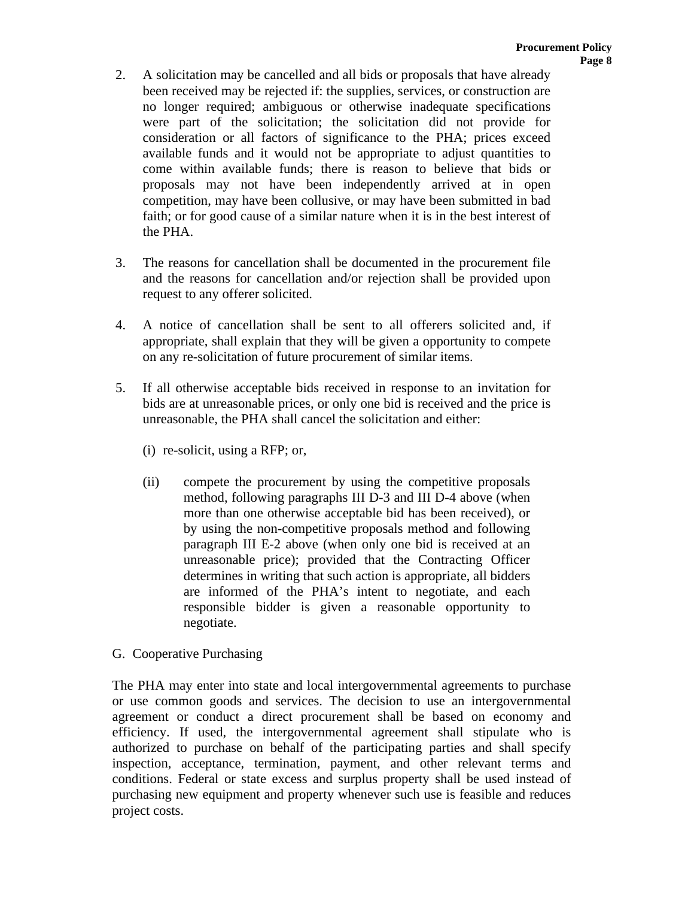2. A solicitation may be cancelled and all bids or proposals that have already been received may be rejected if: the supplies, services, or construction are no longer required; ambiguous or otherwise inadequate specifications were part of the solicitation; the solicitation did not provide for consideration or all factors of significance to the PHA; prices exceed available funds and it would not be appropriate to adjust quantities to come within available funds; there is reason to believe that bids or proposals may not have been independently arrived at in open competition, may have been collusive, or may have been submitted in bad faith; or for good cause of a similar nature when it is in the best interest of the PHA.

3. The reasons for cancellation shall be documented in the procurement file and the reasons for cancellation and/or rejection shall be provided upon request to any offerer solicited.

4. A notice of cancellation shall be sent to all offerers solicited and, if appropriate, shall explain that they will be given a opportunity to compete on any re-solicitation of future procurement of similar items.

5. If all otherwise acceptable bids received in response to an invitation for bids are at unreasonable prices, or only one bid is received and the price is unreasonable, the PHA shall cancel the solicitation and either:

   (i) re-solicit, using a RFP; or,

   (ii) compete the procurement by using the competitive proposals method, following paragraphs III D-3 and III D-4 above (when more than one otherwise acceptable bid has been received), or by using the non-competitive proposals method and following paragraph III E-2 above (when only one bid is received at an unreasonable price); provided that the Contracting Officer determines in writing that such action is appropriate, all bidders are informed of the PHA's intent to negotiate, and each responsible bidder is given a reasonable opportunity to negotiate.

G. Cooperative Purchasing

The PHA may enter into state and local intergovernmental agreements to purchase or use common goods and services. The decision to use an intergovernmental agreement or conduct a direct procurement shall be based on economy and efficiency. If used, the intergovernmental agreement shall stipulate who is authorized to purchase on behalf of the participating parties and shall specify inspection, acceptance, termination, payment, and other relevant terms and conditions. Federal or state excess and surplus property shall be used instead of purchasing new equipment and property whenever such use is feasible and reduces project costs.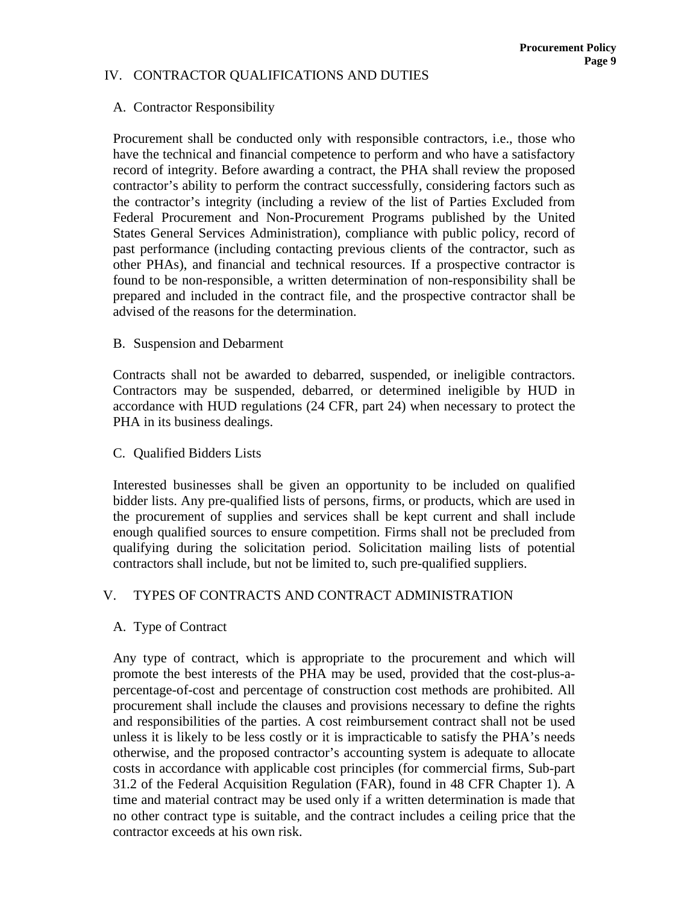## IV. CONTRACTOR QUALIFICATIONS AND DUTIES

### A. Contractor Responsibility

Procurement shall be conducted only with responsible contractors, i.e., those who have the technical and financial competence to perform and who have a satisfactory record of integrity. Before awarding a contract, the PHA shall review the proposed contractor's ability to perform the contract successfully, considering factors such as the contractor's integrity (including a review of the list of Parties Excluded from Federal Procurement and Non-Procurement Programs published by the United States General Services Administration), compliance with public policy, record of past performance (including contacting previous clients of the contractor, such as other PHAs), and financial and technical resources. If a prospective contractor is found to be non-responsible, a written determination of non-responsibility shall be prepared and included in the contract file, and the prospective contractor shall be advised of the reasons for the determination.

### B. Suspension and Debarment

Contracts shall not be awarded to debarred, suspended, or ineligible contractors. Contractors may be suspended, debarred, or determined ineligible by HUD in accordance with HUD regulations (24 CFR, part 24) when necessary to protect the PHA in its business dealings.

### C. Qualified Bidders Lists

Interested businesses shall be given an opportunity to be included on qualified bidder lists. Any pre-qualified lists of persons, firms, or products, which are used in the procurement of supplies and services shall be kept current and shall include enough qualified sources to ensure competition. Firms shall not be precluded from qualifying during the solicitation period. Solicitation mailing lists of potential contractors shall include, but not be limited to, such pre-qualified suppliers.

## V. TYPES OF CONTRACTS AND CONTRACT ADMINISTRATION

### A. Type of Contract

Any type of contract, which is appropriate to the procurement and which will promote the best interests of the PHA may be used, provided that the cost-plus-a-percentage-of-cost and percentage of construction cost methods are prohibited. All procurement shall include the clauses and provisions necessary to define the rights and responsibilities of the parties. A cost reimbursement contract shall not be used unless it is likely to be less costly or it is impracticable to satisfy the PHA's needs otherwise, and the proposed contractor's accounting system is adequate to allocate costs in accordance with applicable cost principles (for commercial firms, Sub-part 31.2 of the Federal Acquisition Regulation (FAR), found in 48 CFR Chapter 1). A time and material contract may be used only if a written determination is made that no other contract type is suitable, and the contract includes a ceiling price that the contractor exceeds at his own risk.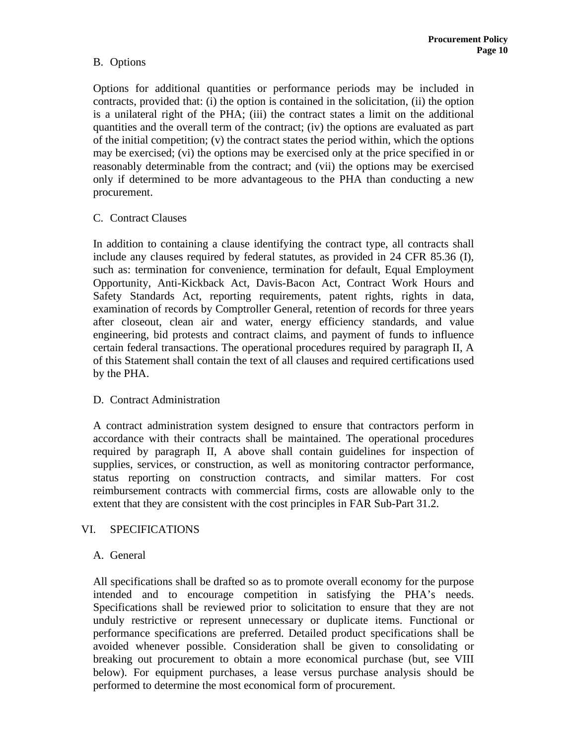### B. Options

Options for additional quantities or performance periods may be included in contracts, provided that: (i) the option is contained in the solicitation, (ii) the option is a unilateral right of the PHA; (iii) the contract states a limit on the additional quantities and the overall term of the contract; (iv) the options are evaluated as part of the initial competition; (v) the contract states the period within, which the options may be exercised; (vi) the options may be exercised only at the price specified in or reasonably determinable from the contract; and (vii) the options may be exercised only if determined to be more advantageous to the PHA than conducting a new procurement.

### C. Contract Clauses

In addition to containing a clause identifying the contract type, all contracts shall include any clauses required by federal statutes, as provided in 24 CFR 85.36 (I), such as: termination for convenience, termination for default, Equal Employment Opportunity, Anti-Kickback Act, Davis-Bacon Act, Contract Work Hours and Safety Standards Act, reporting requirements, patent rights, rights in data, examination of records by Comptroller General, retention of records for three years after closeout, clean air and water, energy efficiency standards, and value engineering, bid protests and contract claims, and payment of funds to influence certain federal transactions. The operational procedures required by paragraph II, A of this Statement shall contain the text of all clauses and required certifications used by the PHA.

### D. Contract Administration

A contract administration system designed to ensure that contractors perform in accordance with their contracts shall be maintained. The operational procedures required by paragraph II, A above shall contain guidelines for inspection of supplies, services, or construction, as well as monitoring contractor performance, status reporting on construction contracts, and similar matters. For cost reimbursement contracts with commercial firms, costs are allowable only to the extent that they are consistent with the cost principles in FAR Sub-Part 31.2.

## VI. SPECIFICATIONS

### A. General

All specifications shall be drafted so as to promote overall economy for the purpose intended and to encourage competition in satisfying the PHA's needs. Specifications shall be reviewed prior to solicitation to ensure that they are not unduly restrictive or represent unnecessary or duplicate items. Functional or performance specifications are preferred. Detailed product specifications shall be avoided whenever possible. Consideration shall be given to consolidating or breaking out procurement to obtain a more economical purchase (but, see VIII below). For equipment purchases, a lease versus purchase analysis should be performed to determine the most economical form of procurement.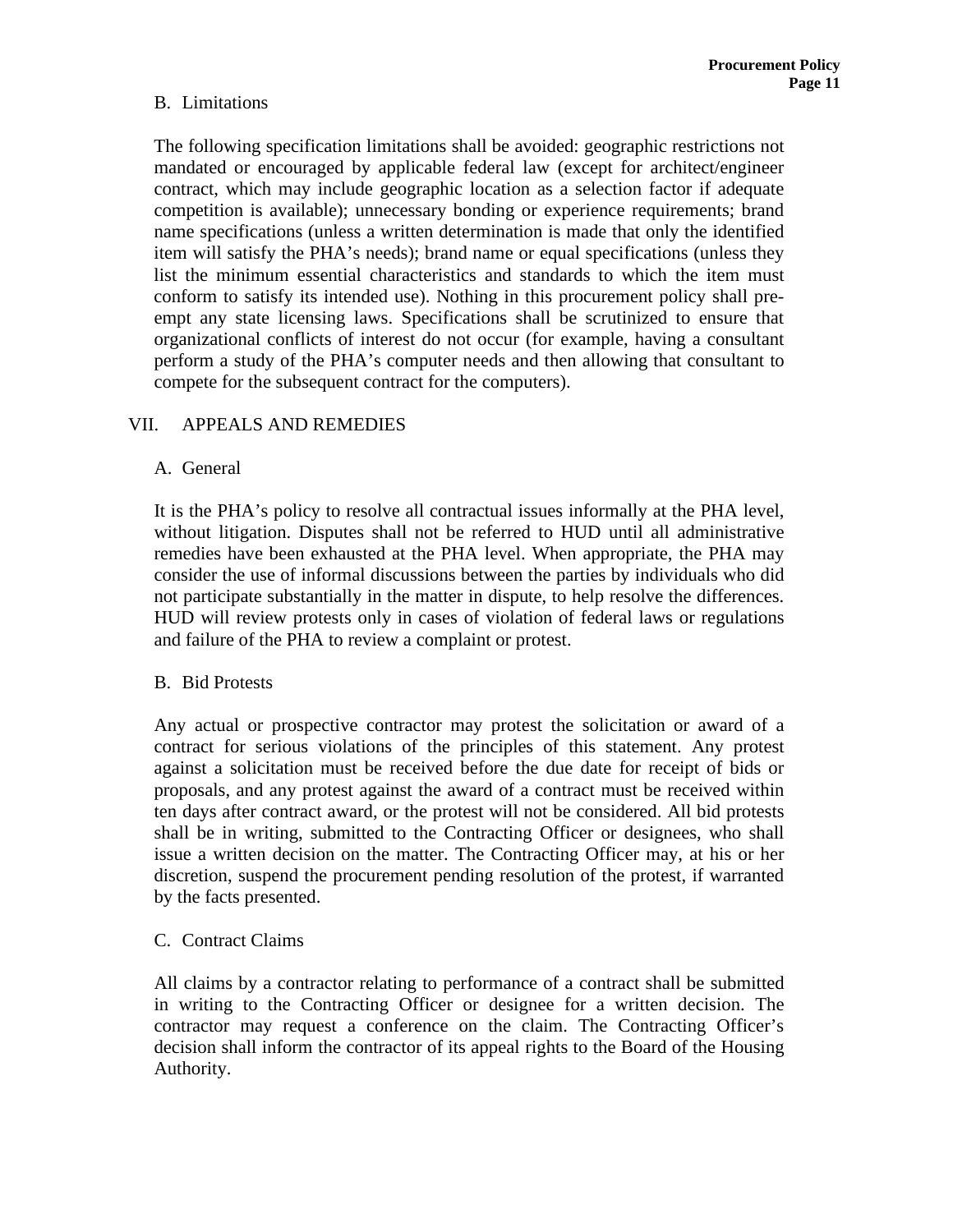### B. Limitations

The following specification limitations shall be avoided: geographic restrictions not mandated or encouraged by applicable federal law (except for architect/engineer contract, which may include geographic location as a selection factor if adequate competition is available); unnecessary bonding or experience requirements; brand name specifications (unless a written determination is made that only the identified item will satisfy the PHA's needs); brand name or equal specifications (unless they list the minimum essential characteristics and standards to which the item must conform to satisfy its intended use). Nothing in this procurement policy shall pre-empt any state licensing laws. Specifications shall be scrutinized to ensure that organizational conflicts of interest do not occur (for example, having a consultant perform a study of the PHA's computer needs and then allowing that consultant to compete for the subsequent contract for the computers).

## VII. APPEALS AND REMEDIES

### A. General

It is the PHA's policy to resolve all contractual issues informally at the PHA level, without litigation. Disputes shall not be referred to HUD until all administrative remedies have been exhausted at the PHA level. When appropriate, the PHA may consider the use of informal discussions between the parties by individuals who did not participate substantially in the matter in dispute, to help resolve the differences. HUD will review protests only in cases of violation of federal laws or regulations and failure of the PHA to review a complaint or protest.

### B. Bid Protests

Any actual or prospective contractor may protest the solicitation or award of a contract for serious violations of the principles of this statement. Any protest against a solicitation must be received before the due date for receipt of bids or proposals, and any protest against the award of a contract must be received within ten days after contract award, or the protest will not be considered. All bid protests shall be in writing, submitted to the Contracting Officer or designees, who shall issue a written decision on the matter. The Contracting Officer may, at his or her discretion, suspend the procurement pending resolution of the protest, if warranted by the facts presented.

### C. Contract Claims

All claims by a contractor relating to performance of a contract shall be submitted in writing to the Contracting Officer or designee for a written decision. The contractor may request a conference on the claim. The Contracting Officer's decision shall inform the contractor of its appeal rights to the Board of the Housing Authority.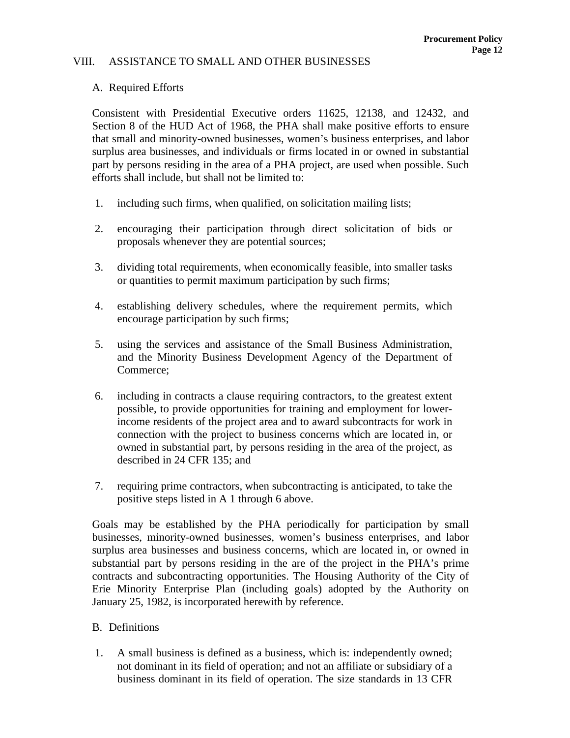## VIII. ASSISTANCE TO SMALL AND OTHER BUSINESSES

### A. Required Efforts

Consistent with Presidential Executive orders 11625, 12138, and 12432, and Section 8 of the HUD Act of 1968, the PHA shall make positive efforts to ensure that small and minority-owned businesses, women's business enterprises, and labor surplus area businesses, and individuals or firms located in or owned in substantial part by persons residing in the area of a PHA project, are used when possible. Such efforts shall include, but shall not be limited to:

1. including such firms, when qualified, on solicitation mailing lists;

2. encouraging their participation through direct solicitation of bids or proposals whenever they are potential sources;

3. dividing total requirements, when economically feasible, into smaller tasks or quantities to permit maximum participation by such firms;

4. establishing delivery schedules, where the requirement permits, which encourage participation by such firms;

5. using the services and assistance of the Small Business Administration, and the Minority Business Development Agency of the Department of Commerce;

6. including in contracts a clause requiring contractors, to the greatest extent possible, to provide opportunities for training and employment for lower-income residents of the project area and to award subcontracts for work in connection with the project to business concerns which are located in, or owned in substantial part, by persons residing in the area of the project, as described in 24 CFR 135; and

7. requiring prime contractors, when subcontracting is anticipated, to take the positive steps listed in A 1 through 6 above.

Goals may be established by the PHA periodically for participation by small businesses, minority-owned businesses, women's business enterprises, and labor surplus area businesses and business concerns, which are located in, or owned in substantial part by persons residing in the are of the project in the PHA's prime contracts and subcontracting opportunities. The Housing Authority of the City of Erie Minority Enterprise Plan (including goals) adopted by the Authority on January 25, 1982, is incorporated herewith by reference.

### B. Definitions

1. A small business is defined as a business, which is: independently owned; not dominant in its field of operation; and not an affiliate or subsidiary of a business dominant in its field of operation. The size standards in 13 CFR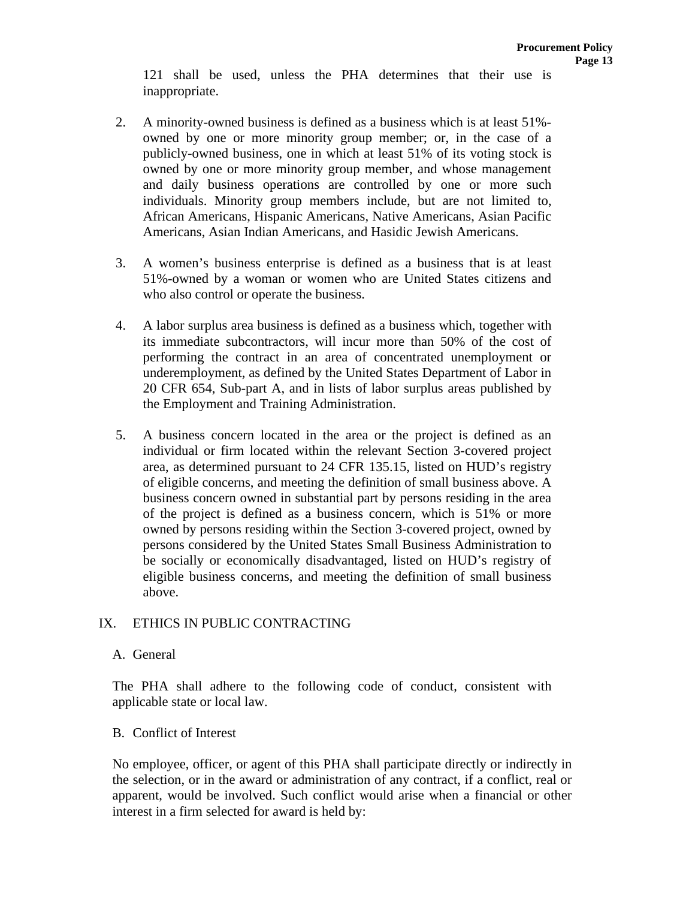121 shall be used, unless the PHA determines that their use is inappropriate.

2. A minority-owned business is defined as a business which is at least 51%-owned by one or more minority group member; or, in the case of a publicly-owned business, one in which at least 51% of its voting stock is owned by one or more minority group member, and whose management and daily business operations are controlled by one or more such individuals. Minority group members include, but are not limited to, African Americans, Hispanic Americans, Native Americans, Asian Pacific Americans, Asian Indian Americans, and Hasidic Jewish Americans.

3. A women's business enterprise is defined as a business that is at least 51%-owned by a woman or women who are United States citizens and who also control or operate the business.

4. A labor surplus area business is defined as a business which, together with its immediate subcontractors, will incur more than 50% of the cost of performing the contract in an area of concentrated unemployment or underemployment, as defined by the United States Department of Labor in 20 CFR 654, Sub-part A, and in lists of labor surplus areas published by the Employment and Training Administration.

5. A business concern located in the area or the project is defined as an individual or firm located within the relevant Section 3-covered project area, as determined pursuant to 24 CFR 135.15, listed on HUD's registry of eligible concerns, and meeting the definition of small business above. A business concern owned in substantial part by persons residing in the area of the project is defined as a business concern, which is 51% or more owned by persons residing within the Section 3-covered project, owned by persons considered by the United States Small Business Administration to be socially or economically disadvantaged, listed on HUD's registry of eligible business concerns, and meeting the definition of small business above.

## IX. ETHICS IN PUBLIC CONTRACTING

### A. General

The PHA shall adhere to the following code of conduct, consistent with applicable state or local law.

### B. Conflict of Interest

No employee, officer, or agent of this PHA shall participate directly or indirectly in the selection, or in the award or administration of any contract, if a conflict, real or apparent, would be involved. Such conflict would arise when a financial or other interest in a firm selected for award is held by: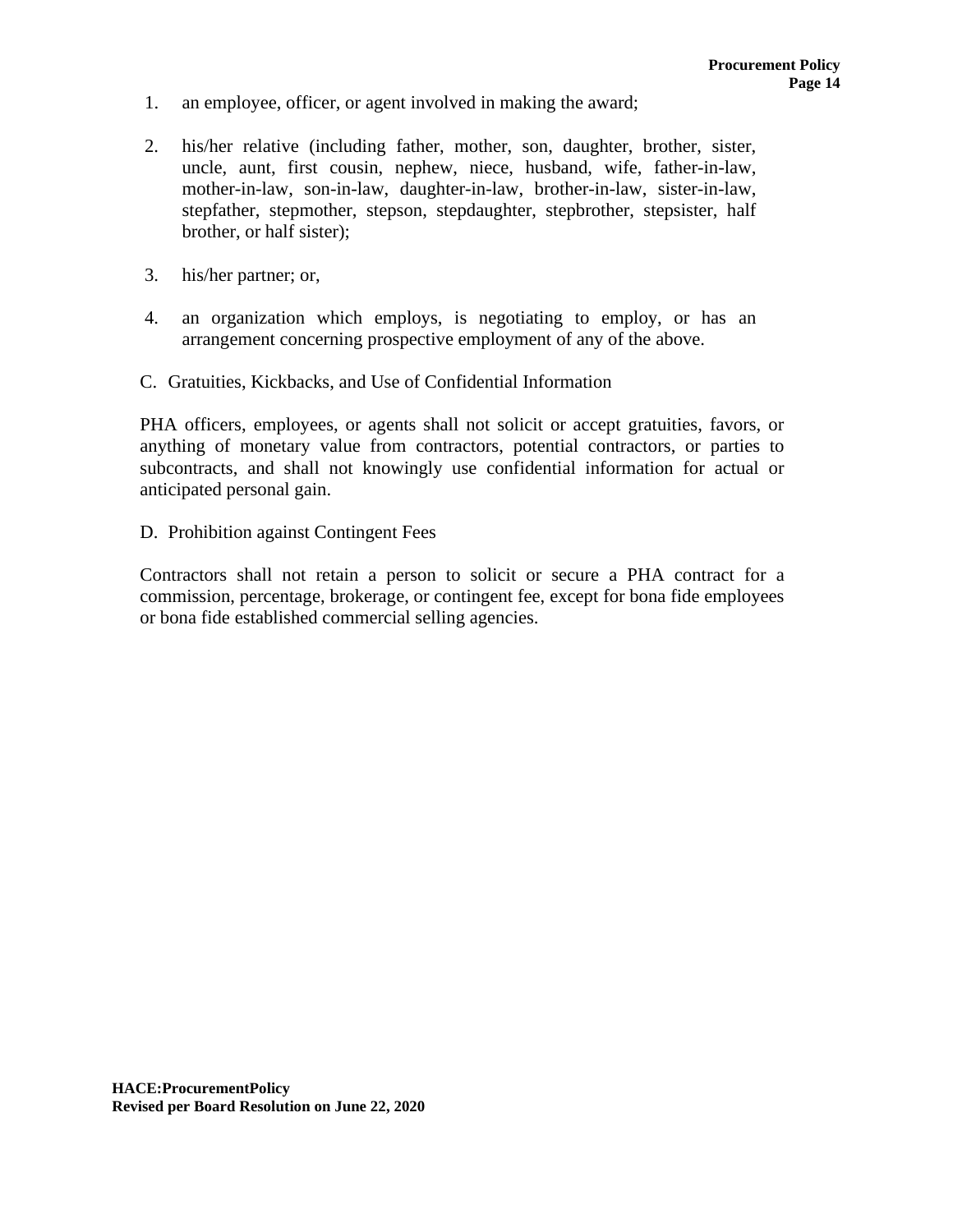1. an employee, officer, or agent involved in making the award;

2. his/her relative (including father, mother, son, daughter, brother, sister, uncle, aunt, first cousin, nephew, niece, husband, wife, father-in-law, mother-in-law, son-in-law, daughter-in-law, brother-in-law, sister-in-law, stepfather, stepmother, stepson, stepdaughter, stepbrother, stepsister, half brother, or half sister);

3. his/her partner; or,

4. an organization which employs, is negotiating to employ, or has an arrangement concerning prospective employment of any of the above.

C. Gratuities, Kickbacks, and Use of Confidential Information

PHA officers, employees, or agents shall not solicit or accept gratuities, favors, or anything of monetary value from contractors, potential contractors, or parties to subcontracts, and shall not knowingly use confidential information for actual or anticipated personal gain.

D. Prohibition against Contingent Fees

Contractors shall not retain a person to solicit or secure a PHA contract for a commission, percentage, brokerage, or contingent fee, except for bona fide employees or bona fide established commercial selling agencies.